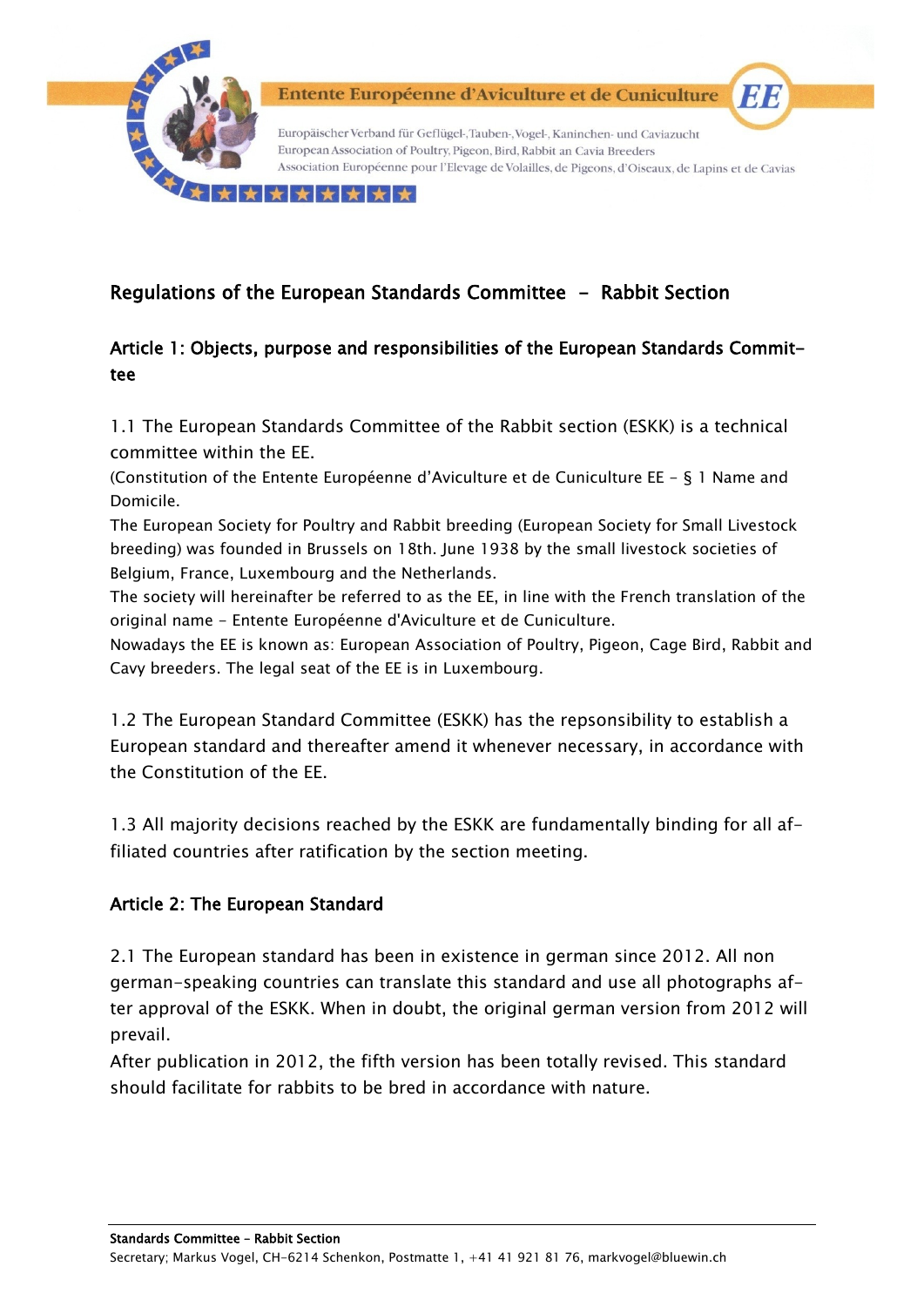Entente Européenne d'Aviculture et de Cuniculture

Europäischer Verband für Geflügel-,Tauben-,Vogel-, Kaninchen- und Caviazucht
European Association of Poultry, Pigeon, Bird, Rabbit an Cavia Breeders
Association Européenne pour l'Elevage de Volailles, de Pigeons, d'Oiseaux, de Lapins et de Cavias

## Regulations of the European Standards Committee - Rabbit Section

### Article 1: Objects, purpose and responsibilities of the European Standards Committee

1.1 The European Standards Committee of the Rabbit section (ESKK) is a technical committee within the EE.

(Constitution of the Entente Européenne d'Aviculture et de Cuniculture EE – § 1 Name and Domicile.

The European Society for Poultry and Rabbit breeding (European Society for Small Livestock breeding) was founded in Brussels on 18th. June 1938 by the small livestock societies of Belgium, France, Luxembourg and the Netherlands.

The society will hereinafter be referred to as the EE, in line with the French translation of the original name – Entente Européenne d'Aviculture et de Cuniculture.

Nowadays the EE is known as: European Association of Poultry, Pigeon, Cage Bird, Rabbit and Cavy breeders. The legal seat of the EE is in Luxembourg.

1.2 The European Standard Committee (ESKK) has the repsonsibility to establish a European standard and thereafter amend it whenever necessary, in accordance with the Constitution of the EE.

1.3 All majority decisions reached by the ESKK are fundamentally binding for all affiliated countries after ratification by the section meeting.

### Article 2: The European Standard

2.1 The European standard has been in existence in german since 2012. All non german-speaking countries can translate this standard and use all photographs after approval of the ESKK. When in doubt, the original german version from 2012 will prevail.

After publication in 2012, the fifth version has been totally revised. This standard should facilitate for rabbits to be bred in accordance with nature.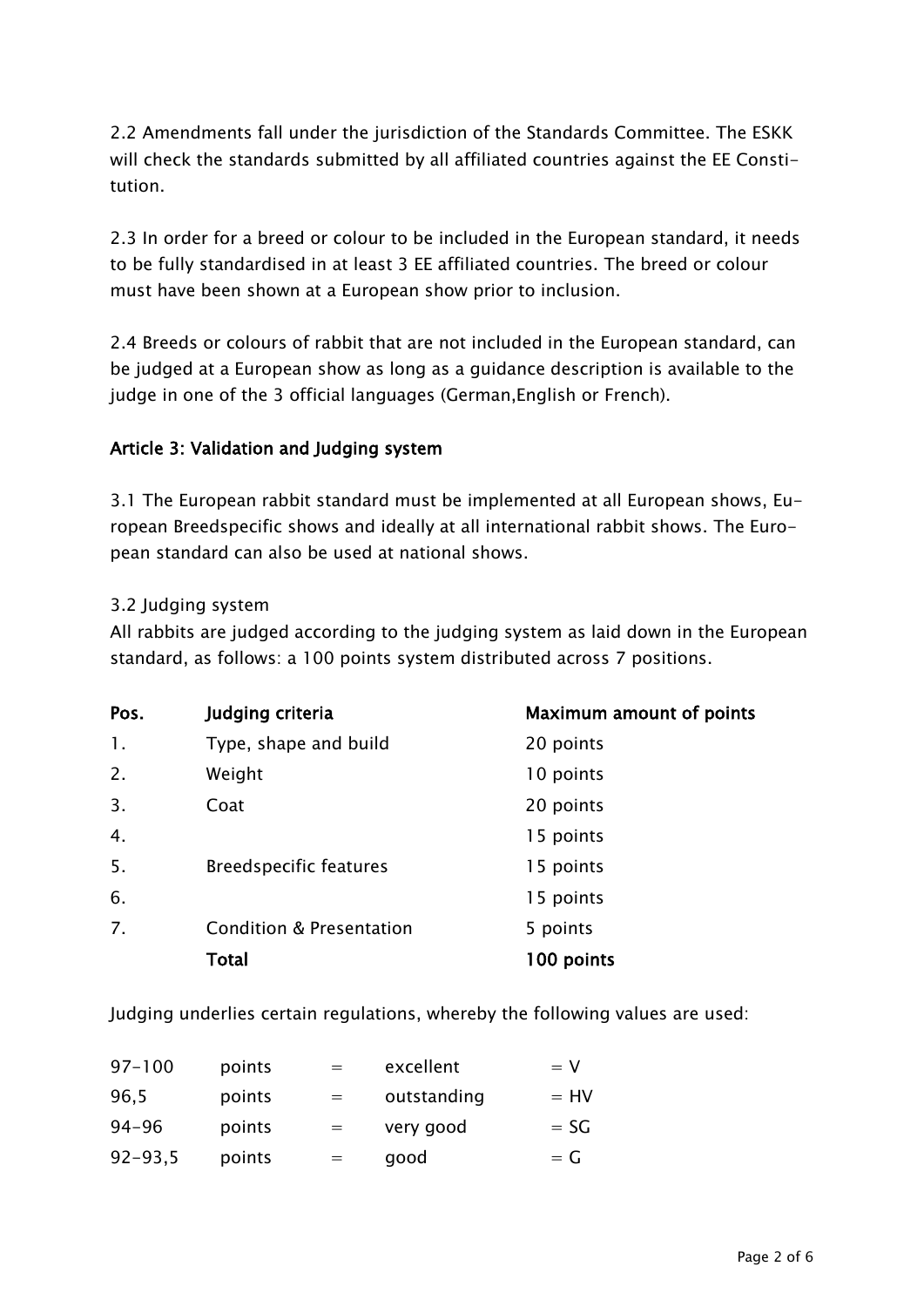2.2 Amendments fall under the jurisdiction of the Standards Committee. The ESKK will check the standards submitted by all affiliated countries against the EE Constitution.

2.3 In order for a breed or colour to be included in the European standard, it needs to be fully standardised in at least 3 EE affiliated countries. The breed or colour must have been shown at a European show prior to inclusion.

2.4 Breeds or colours of rabbit that are not included in the European standard, can be judged at a European show as long as a guidance description is available to the judge in one of the 3 official languages (German,English or French).

**Article 3: Validation and Judging system**

3.1 The European rabbit standard must be implemented at all European shows, European Breedspecific shows and ideally at all international rabbit shows. The European standard can also be used at national shows.

3.2 Judging system

All rabbits are judged according to the judging system as laid down in the European standard, as follows: a 100 points system distributed across 7 positions.

| Pos. | Judging criteria | Maximum amount of points |
|---|---|---|
| 1. | Type, shape and build | 20 points |
| 2. | Weight | 10 points |
| 3. | Coat | 20 points |
| 4. | | 15 points |
| 5. | Breedspecific features | 15 points |
| 6. | | 15 points |
| 7. | Condition & Presentation | 5 points |
| | **Total** | **100 points** |

Judging underlies certain regulations, whereby the following values are used:

| | | | | |
|---|---|---|---|---|
| 97-100 | points | = | excellent | = V |
| 96,5 | points | = | outstanding | = HV |
| 94-96 | points | = | very good | = SG |
| 92-93,5 | points | = | good | = G |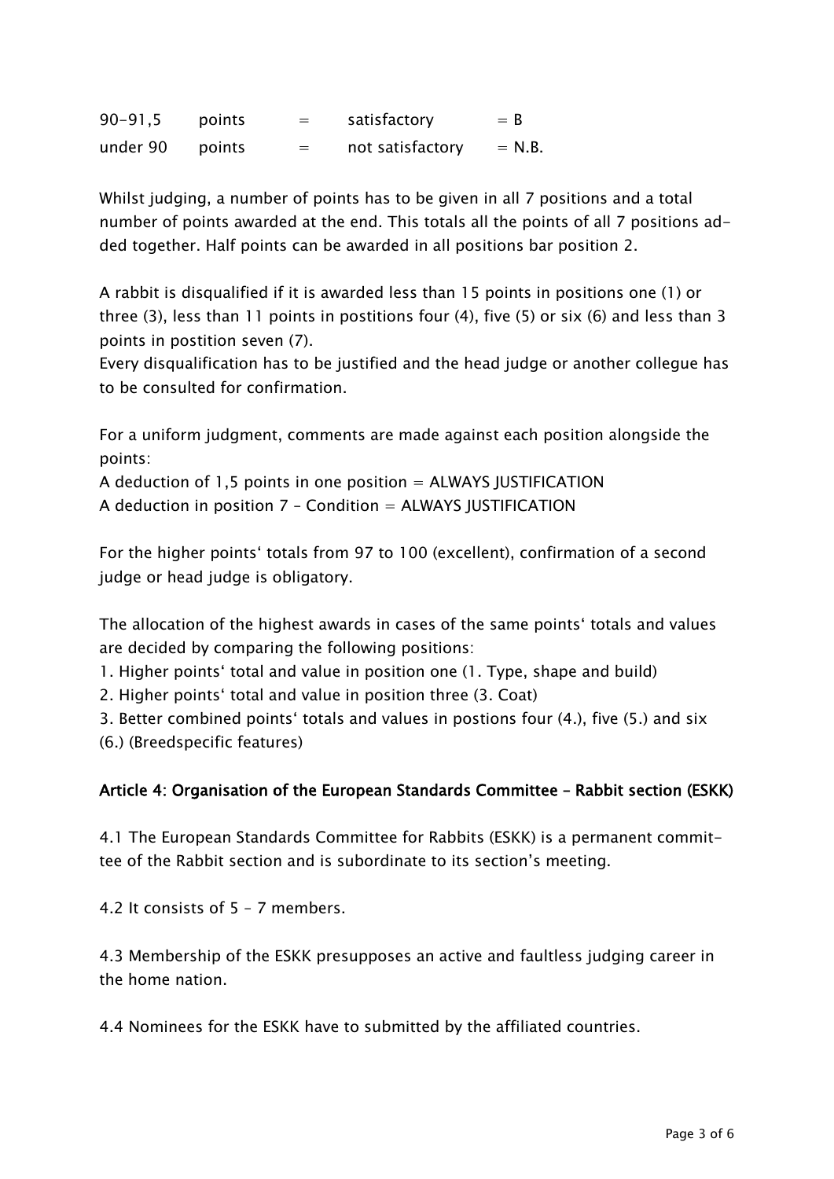| | | | | |
|---|---|---|---|---|
| 90–91,5 | points | = | satisfactory | = B |
| under 90 | points | = | not satisfactory | = N.B. |

Whilst judging, a number of points has to be given in all 7 positions and a total number of points awarded at the end. This totals all the points of all 7 positions added together. Half points can be awarded in all positions bar position 2.

A rabbit is disqualified if it is awarded less than 15 points in positions one (1) or three (3), less than 11 points in postitions four (4), five (5) or six (6) and less than 3 points in postition seven (7).
Every disqualification has to be justified and the head judge or another collegue has to be consulted for confirmation.

For a uniform judgment, comments are made against each position alongside the points:
A deduction of 1,5 points in one position = ALWAYS JUSTIFICATION
A deduction in position 7 – Condition = ALWAYS JUSTIFICATION

For the higher points' totals from 97 to 100 (excellent), confirmation of a second judge or head judge is obligatory.

The allocation of the highest awards in cases of the same points' totals and values are decided by comparing the following positions:
1. Higher points' total and value in position one (1. Type, shape and build)
2. Higher points' total and value in position three (3. Coat)
3. Better combined points' totals and values in postions four (4.), five (5.) and six (6.) (Breedspecific features)

## Article 4: Organisation of the European Standards Committee – Rabbit section (ESKK)

4.1 The European Standards Committee for Rabbits (ESKK) is a permanent committee of the Rabbit section and is subordinate to its section's meeting.

4.2 It consists of 5 – 7 members.

4.3 Membership of the ESKK presupposes an active and faultless judging career in the home nation.

4.4 Nominees for the ESKK have to submitted by the affiliated countries.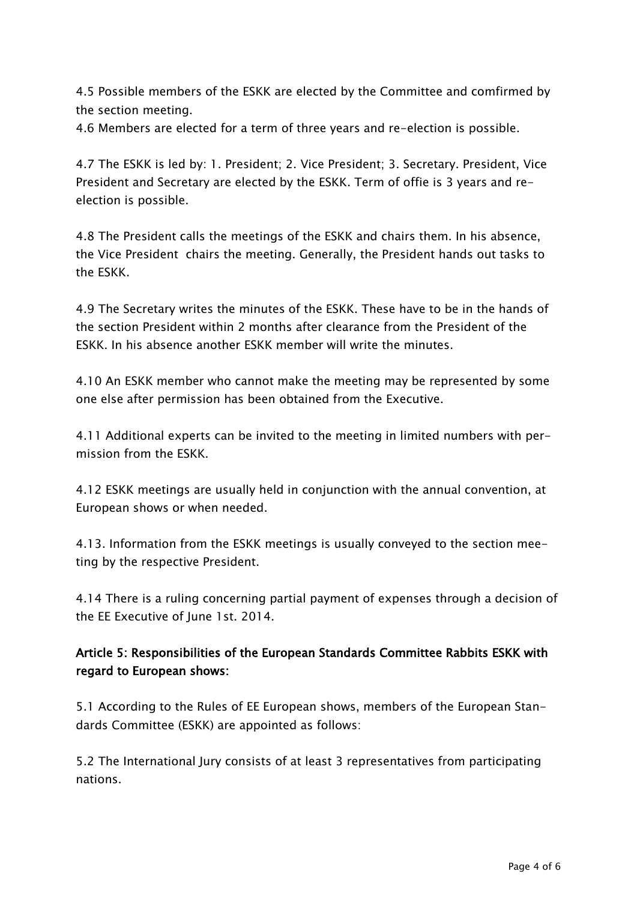4.5 Possible members of the ESKK are elected by the Committee and comfirmed by the section meeting.
4.6 Members are elected for a term of three years and re-election is possible.

4.7 The ESKK is led by: 1. President; 2. Vice President; 3. Secretary. President, Vice President and Secretary are elected by the ESKK. Term of offie is 3 years and re-election is possible.

4.8 The President calls the meetings of the ESKK and chairs them. In his absence, the Vice President chairs the meeting. Generally, the President hands out tasks to the ESKK.

4.9 The Secretary writes the minutes of the ESKK. These have to be in the hands of the section President within 2 months after clearance from the President of the ESKK. In his absence another ESKK member will write the minutes.

4.10 An ESKK member who cannot make the meeting may be represented by some one else after permission has been obtained from the Executive.

4.11 Additional experts can be invited to the meeting in limited numbers with permission from the ESKK.

4.12 ESKK meetings are usually held in conjunction with the annual convention, at European shows or when needed.

4.13. Information from the ESKK meetings is usually conveyed to the section meeting by the respective President.

4.14 There is a ruling concerning partial payment of expenses through a decision of the EE Executive of June 1st. 2014.

**Article 5: Responsibilities of the European Standards Committee Rabbits ESKK with regard to European shows:**

5.1 According to the Rules of EE European shows, members of the European Standards Committee (ESKK) are appointed as follows:

5.2 The International Jury consists of at least 3 representatives from participating nations.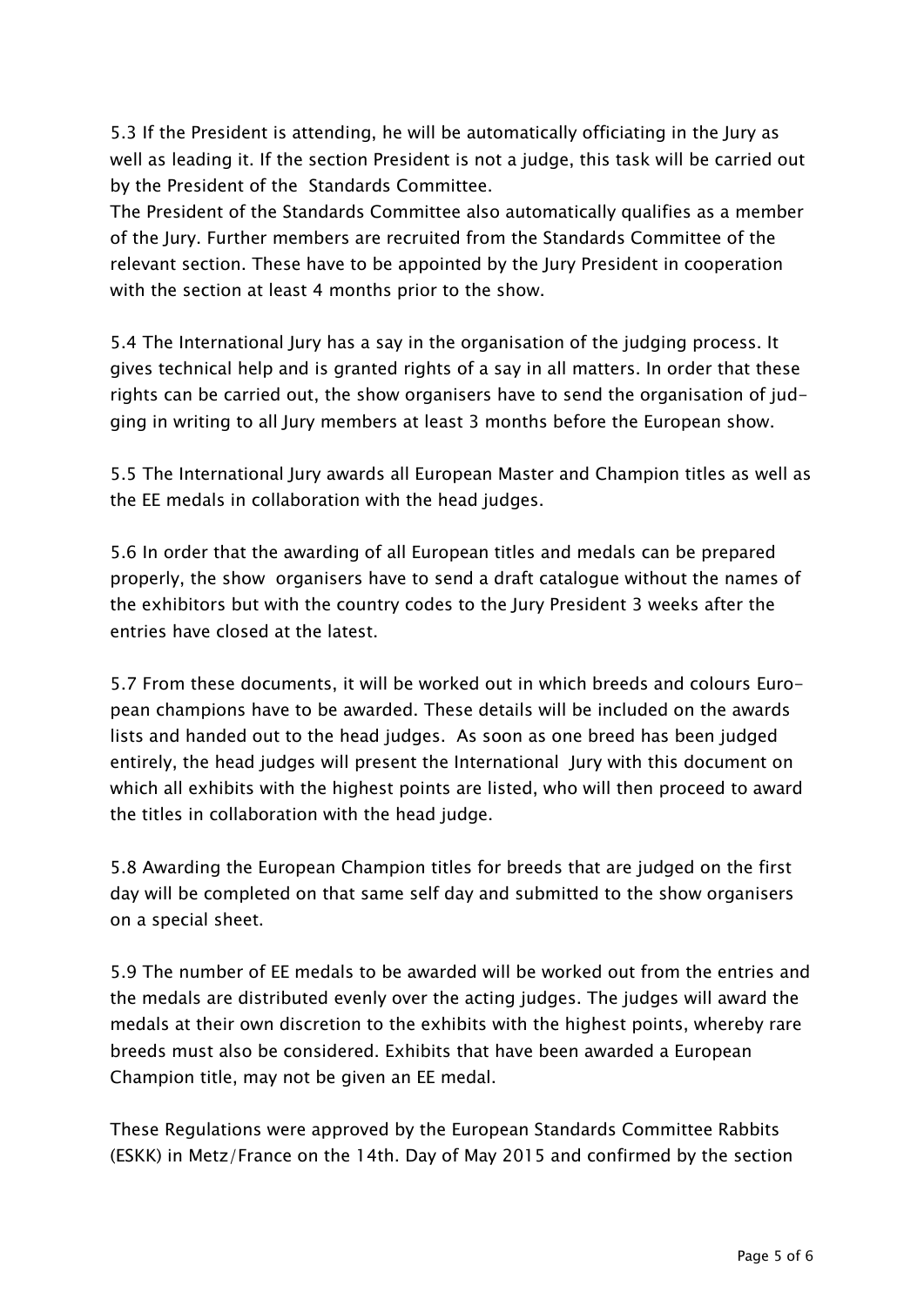5.3 If the President is attending, he will be automatically officiating in the Jury as well as leading it. If the section President is not a judge, this task will be carried out by the President of the Standards Committee.
The President of the Standards Committee also automatically qualifies as a member of the Jury. Further members are recruited from the Standards Committee of the relevant section. These have to be appointed by the Jury President in cooperation with the section at least 4 months prior to the show.

5.4 The International Jury has a say in the organisation of the judging process. It gives technical help and is granted rights of a say in all matters. In order that these rights can be carried out, the show organisers have to send the organisation of judging in writing to all Jury members at least 3 months before the European show.

5.5 The International Jury awards all European Master and Champion titles as well as the EE medals in collaboration with the head judges.

5.6 In order that the awarding of all European titles and medals can be prepared properly, the show organisers have to send a draft catalogue without the names of the exhibitors but with the country codes to the Jury President 3 weeks after the entries have closed at the latest.

5.7 From these documents, it will be worked out in which breeds and colours European champions have to be awarded. These details will be included on the awards lists and handed out to the head judges. As soon as one breed has been judged entirely, the head judges will present the International Jury with this document on which all exhibits with the highest points are listed, who will then proceed to award the titles in collaboration with the head judge.

5.8 Awarding the European Champion titles for breeds that are judged on the first day will be completed on that same self day and submitted to the show organisers on a special sheet.

5.9 The number of EE medals to be awarded will be worked out from the entries and the medals are distributed evenly over the acting judges. The judges will award the medals at their own discretion to the exhibits with the highest points, whereby rare breeds must also be considered. Exhibits that have been awarded a European Champion title, may not be given an EE medal.

These Regulations were approved by the European Standards Committee Rabbits (ESKK) in Metz/France on the 14th. Day of May 2015 and confirmed by the section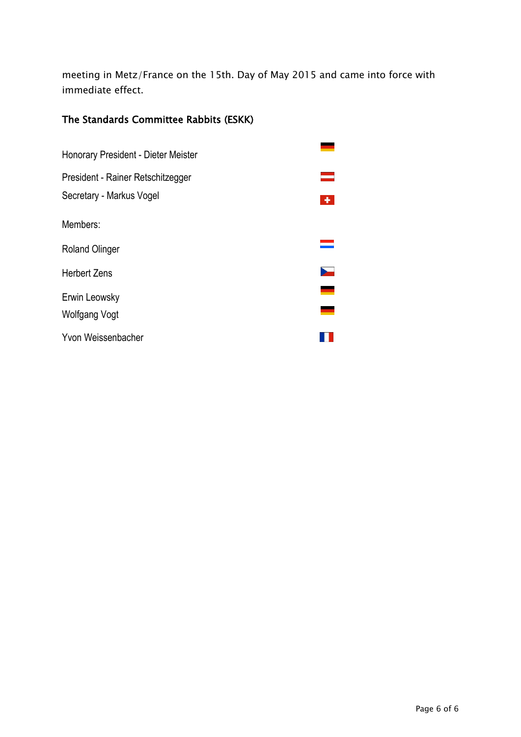meeting in Metz/France on the 15th. Day of May 2015 and came into force with immediate effect.

**The Standards Committee Rabbits (ESKK)**

Honorary President - Dieter Meister

President - Rainer Retschitzegger

Secretary - Markus Vogel

Members:

Roland Olinger

Herbert Zens

Erwin Leowsky

Wolfgang Vogt

Yvon Weissenbacher